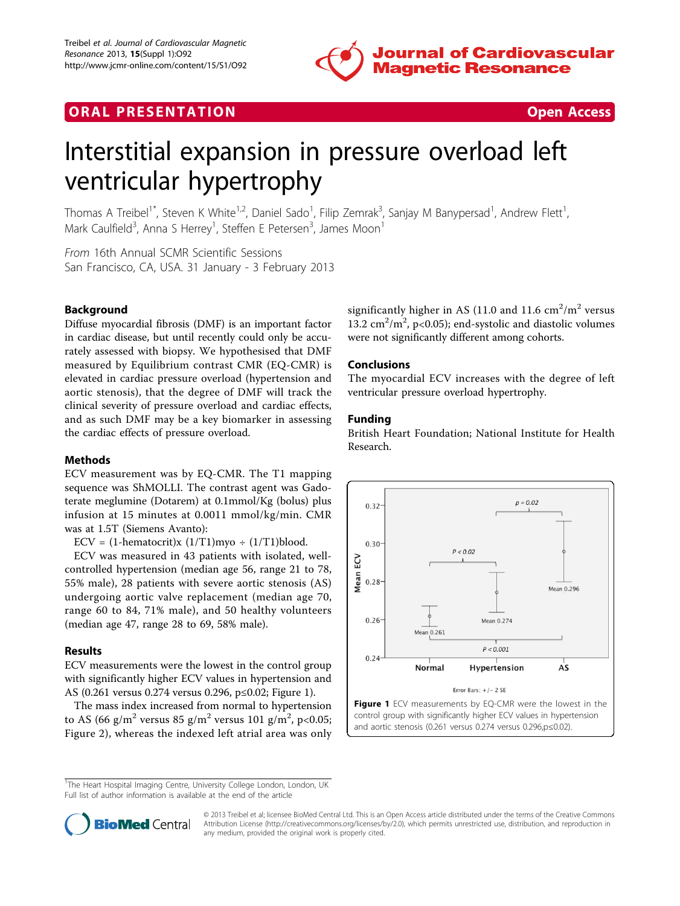ORAL PRESENTATION — Open Access

# Interstitial expansion in pressure overload left ventricular hypertrophy

Thomas A Treibel[1*], Steven K White[1,2], Daniel Sado[1], Filip Zemrak[3], Sanjay M Banypersad[1], Andrew Flett[1], Mark Caulfield[3], Anna S Herrey[1], Steffen E Petersen[3], James Moon[1]

*From* 16th Annual SCMR Scientific Sessions
San Francisco, CA, USA. 31 January - 3 February 2013

## Background

Diffuse myocardial fibrosis (DMF) is an important factor in cardiac disease, but until recently could only be accurately assessed with biopsy. We hypothesised that DMF measured by Equilibrium contrast CMR (EQ-CMR) is elevated in cardiac pressure overload (hypertension and aortic stenosis), that the degree of DMF will track the clinical severity of pressure overload and cardiac effects, and as such DMF may be a key biomarker in assessing the cardiac effects of pressure overload.

## Methods

ECV measurement was by EQ-CMR. The T1 mapping sequence was ShMOLLI. The contrast agent was Gadoterate meglumine (Dotarem) at 0.1mmol/Kg (bolus) plus infusion at 15 minutes at 0.0011 mmol/kg/min. CMR was at 1.5T (Siemens Avanto):

ECV = (1-hematocrit)x (1/T1)myo ÷ (1/T1)blood.

ECV was measured in 43 patients with isolated, well-controlled hypertension (median age 56, range 21 to 78, 55% male), 28 patients with severe aortic stenosis (AS) undergoing aortic valve replacement (median age 70, range 60 to 84, 71% male), and 50 healthy volunteers (median age 47, range 28 to 69, 58% male).

## Results

ECV measurements were the lowest in the control group with significantly higher ECV values in hypertension and AS (0.261 versus 0.274 versus 0.296, $p \leq 0.02$; Figure 1).

The mass index increased from normal to hypertension to AS (66 $g/m^2$ versus 85 $g/m^2$ versus 101 $g/m^2$, $p<0.05$; Figure 2), whereas the indexed left atrial area was only significantly higher in AS (11.0 and 11.6 $cm^2/m^2$ versus 13.2 $cm^2/m^2$, $p<0.05$); end-systolic and diastolic volumes were not significantly different among cohorts.

## Conclusions

The myocardial ECV increases with the degree of left ventricular pressure overload hypertrophy.

## Funding

British Heart Foundation; National Institute for Health Research.

**Figure 1** ECV measurements by EQ-CMR were the lowest in the control group with significantly higher ECV values in hypertension and aortic stenosis (0.261 versus 0.274 versus 0.296, $p \leq 0.02$).

[1]The Heart Hospital Imaging Centre, University College London, London, UK
Full list of author information is available at the end of the article

© 2013 Treibel et al; licensee BioMed Central Ltd. This is an Open Access article distributed under the terms of the Creative Commons Attribution License (http://creativecommons.org/licenses/by/2.0), which permits unrestricted use, distribution, and reproduction in any medium, provided the original work is properly cited.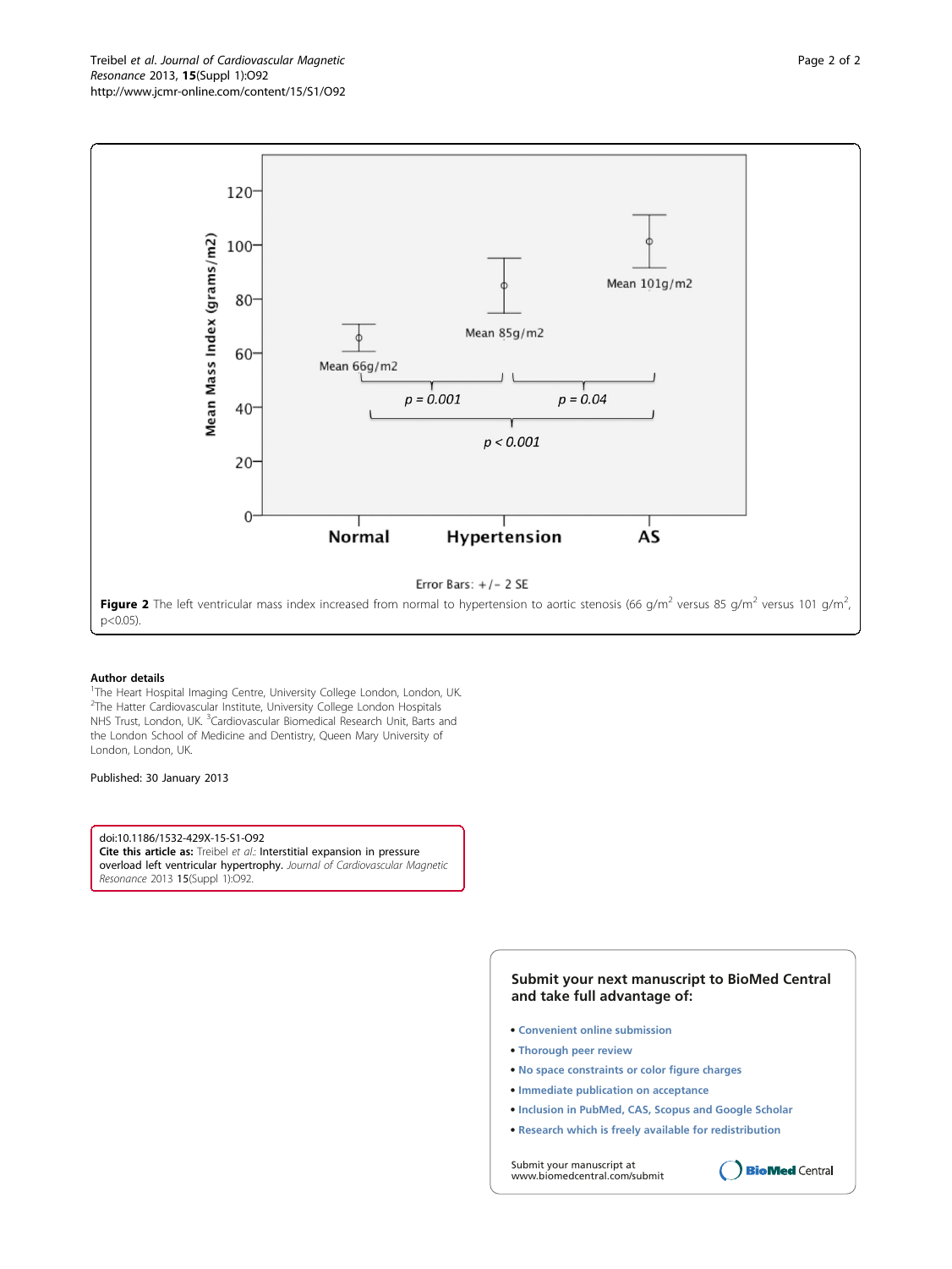Mean Mass Index (grams/m2)

120
100
80
60
40
20
0

Mean 66g/m2

Mean 85g/m2

Mean 101g/m2

$p = 0.001$

$p = 0.04$

$p < 0.001$

Normal

Hypertension

AS

Error Bars: +/- 2 SE

**Figure 2** The left ventricular mass index increased from normal to hypertension to aortic stenosis (66 g/m$^2$ versus 85 g/m$^2$ versus 101 g/m$^2$, $p<0.05$).

**Author details**

[1]The Heart Hospital Imaging Centre, University College London, London, UK. [2]The Hatter Cardiovascular Institute, University College London Hospitals NHS Trust, London, UK. [3]Cardiovascular Biomedical Research Unit, Barts and the London School of Medicine and Dentistry, Queen Mary University of London, London, UK.

Published: 30 January 2013

doi:10.1186/1532-429X-15-S1-O92

**Cite this article as:** Treibel *et al.*: Interstitial expansion in pressure overload left ventricular hypertrophy. *Journal of Cardiovascular Magnetic Resonance* 2013 **15**(Suppl 1):O92.

**Submit your next manuscript to BioMed Central and take full advantage of:**

- Convenient online submission
- Thorough peer review
- No space constraints or color figure charges
- Immediate publication on acceptance
- Inclusion in PubMed, CAS, Scopus and Google Scholar
- Research which is freely available for redistribution

Submit your manuscript at www.biomedcentral.com/submit

BioMed Central